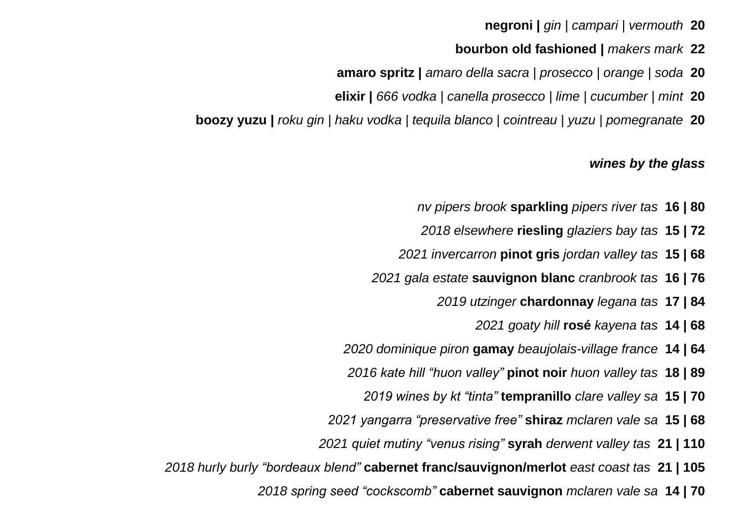**negroni |** *gin | campari | vermouth* **20**

**bourbon old fashioned |** *makers mark* **22**

**amaro spritz |** *amaro della sacra | prosecco | orange | soda* **20**

**elixir |** *666 vodka | canella prosecco | lime | cucumber | mint* **20**

**boozy yuzu |** *roku gin | haku vodka | tequila blanco | cointreau | yuzu | pomegranate* **20**

***wines by the glass***

*nv pipers brook* **sparkling** *pipers river tas* **16 | 80**

*2018 elsewhere* **riesling** *glaziers bay tas* **15 | 72**

*2021 invercarron* **pinot gris** *jordan valley tas* **15 | 68**

*2021 gala estate* **sauvignon blanc** *cranbrook tas* **16 | 76**

*2019 utzinger* **chardonnay** *legana tas* **17 | 84**

*2021 goaty hill* **rosé** *kayena tas* **14 | 68**

*2020 dominique piron* **gamay** *beaujolais-village france* **14 | 64**

*2016 kate hill "huon valley"* **pinot noir** *huon valley tas* **18 | 89**

*2019 wines by kt "tinta"* **tempranillo** *clare valley sa* **15 | 70**

*2021 yangarra "preservative free"* **shiraz** *mclaren vale sa* **15 | 68**

*2021 quiet mutiny "venus rising"* **syrah** *derwent valley tas* **21 | 110**

*2018 hurly burly "bordeaux blend"* **cabernet franc/sauvignon/merlot** *east coast tas* **21 | 105**

*2018 spring seed "cockscomb"* **cabernet sauvignon** *mclaren vale sa* **14 | 70**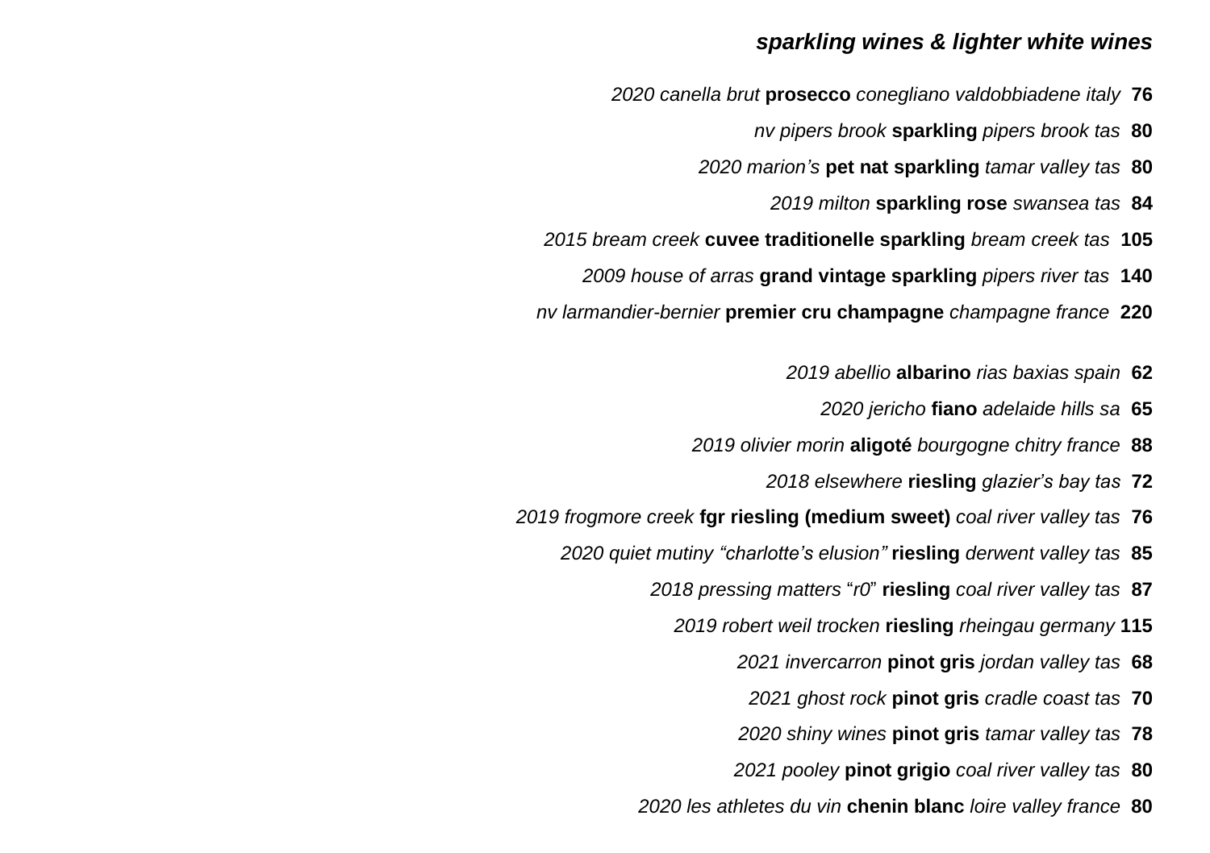## *sparkling wines & lighter white wines*

*2020 canella brut* **prosecco** *conegliano valdobbiadene italy* **76**

*nv pipers brook* **sparkling** *pipers brook tas* **80**

*2020 marion's* **pet nat sparkling** *tamar valley tas* **80**

*2019 milton* **sparkling rose** *swansea tas* **84**

*2015 bream creek* **cuvee traditionelle sparkling** *bream creek tas* **105**

*2009 house of arras* **grand vintage sparkling** *pipers river tas* **140**

*nv larmandier-bernier* **premier cru champagne** *champagne france* **220**

*2019 abellio* **albarino** *rias baxias spain* **62**

*2020 jericho* **fiano** *adelaide hills sa* **65**

*2019 olivier morin* **aligoté** *bourgogne chitry france* **88**

*2018 elsewhere* **riesling** *glazier's bay tas* **72**

*2019 frogmore creek* **fgr riesling (medium sweet)** *coal river valley tas* **76**

*2020 quiet mutiny "charlotte's elusion"* **riesling** *derwent valley tas* **85**

*2018 pressing matters "r0"* **riesling** *coal river valley tas* **87**

*2019 robert weil trocken* **riesling** *rheingau germany* **115**

*2021 invercarron* **pinot gris** *jordan valley tas* **68**

*2021 ghost rock* **pinot gris** *cradle coast tas* **70**

*2020 shiny wines* **pinot gris** *tamar valley tas* **78**

*2021 pooley* **pinot grigio** *coal river valley tas* **80**

*2020 les athletes du vin* **chenin blanc** *loire valley france* **80**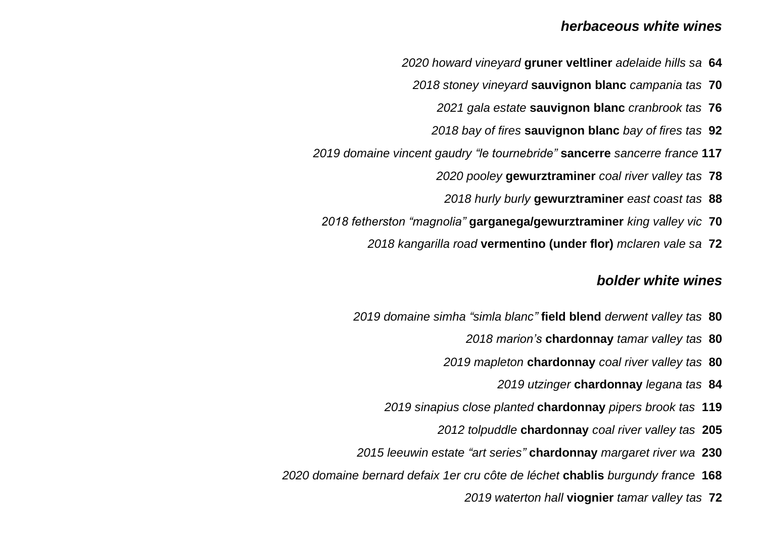## *herbaceous white wines*

*2020 howard vineyard* **gruner veltliner** *adelaide hills sa* **64**

*2018 stoney vineyard* **sauvignon blanc** *campania tas* **70**

*2021 gala estate* **sauvignon blanc** *cranbrook tas* **76**

*2018 bay of fires* **sauvignon blanc** *bay of fires tas* **92**

*2019 domaine vincent gaudry "le tournebride"* **sancerre** *sancerre france* **117**

*2020 pooley* **gewurztraminer** *coal river valley tas* **78**

*2018 hurly burly* **gewurztraminer** *east coast tas* **88**

*2018 fetherston "magnolia"* **garganega/gewurztraminer** *king valley vic* **70**

*2018 kangarilla road* **vermentino (under flor)** *mclaren vale sa* **72**

## *bolder white wines*

*2019 domaine simha "simla blanc"* **field blend** *derwent valley tas* **80**

*2018 marion's* **chardonnay** *tamar valley tas* **80**

*2019 mapleton* **chardonnay** *coal river valley tas* **80**

*2019 utzinger* **chardonnay** *legana tas* **84**

*2019 sinapius close planted* **chardonnay** *pipers brook tas* **119**

*2012 tolpuddle* **chardonnay** *coal river valley tas* **205**

*2015 leeuwin estate "art series"* **chardonnay** *margaret river wa* **230**

*2020 domaine bernard defaix 1er cru côte de léchet* **chablis** *burgundy france* **168**

*2019 waterton hall* **viognier** *tamar valley tas* **72**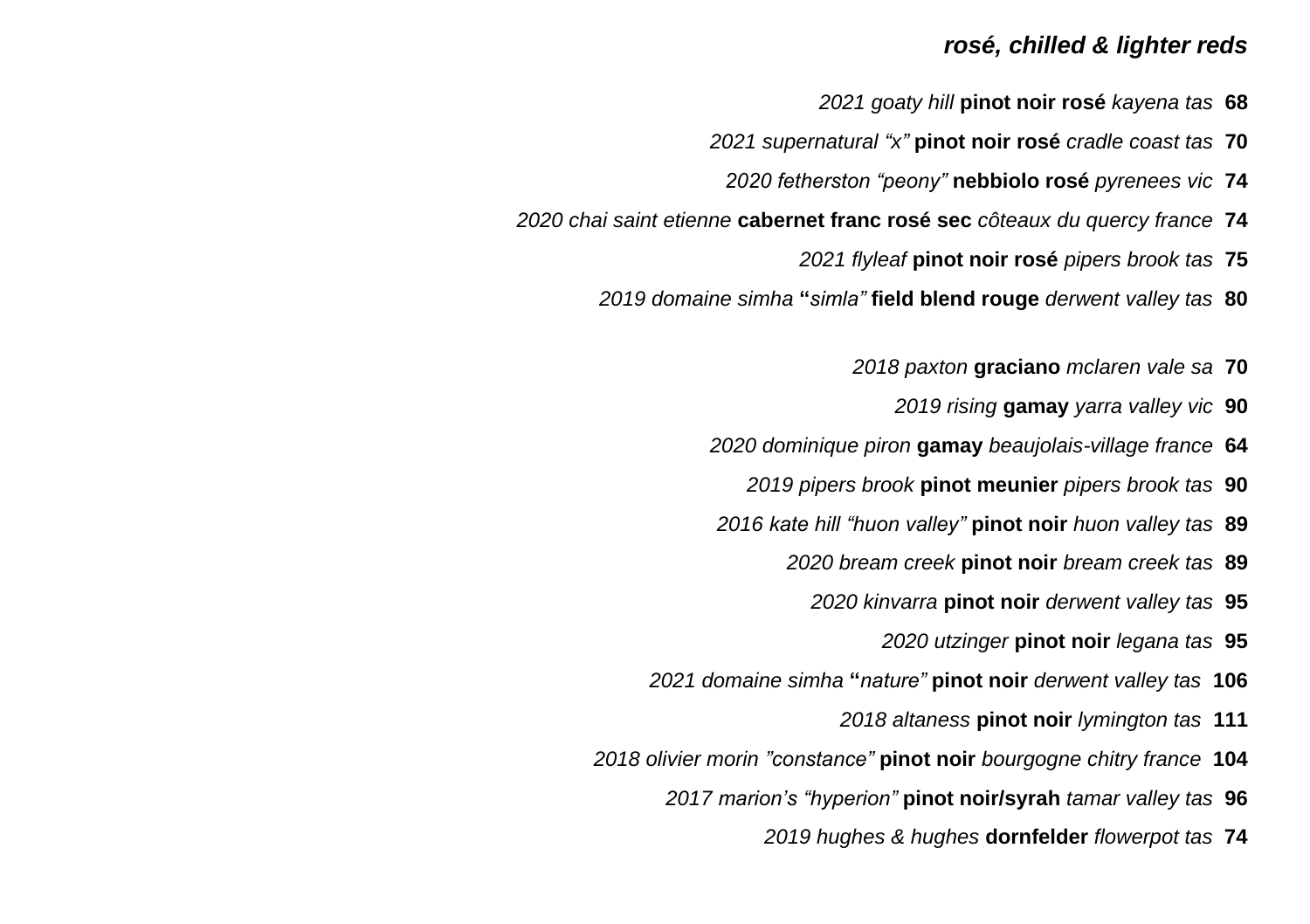### *rosé, chilled & lighter reds*

*2021 goaty hill* **pinot noir rosé** *kayena tas* **68**

*2021 supernatural "x"* **pinot noir rosé** *cradle coast tas* **70**

*2020 fetherston "peony"* **nebbiolo rosé** *pyrenees vic* **74**

*2020 chai saint etienne* **cabernet franc rosé sec** *côteaux du quercy france* **74**

*2021 flyleaf* **pinot noir rosé** *pipers brook tas* **75**

*2019 domaine simha* **"***simla"* **field blend rouge** *derwent valley tas* **80**

*2018 paxton* **graciano** *mclaren vale sa* **70**

*2019 rising* **gamay** *yarra valley vic* **90**

*2020 dominique piron* **gamay** *beaujolais-village france* **64**

*2019 pipers brook* **pinot meunier** *pipers brook tas* **90**

*2016 kate hill "huon valley"* **pinot noir** *huon valley tas* **89**

*2020 bream creek* **pinot noir** *bream creek tas* **89**

*2020 kinvarra* **pinot noir** *derwent valley tas* **95**

*2020 utzinger* **pinot noir** *legana tas* **95**

*2021 domaine simha* **"***nature"* **pinot noir** *derwent valley tas* **106**

*2018 altaness* **pinot noir** *lymington tas* **111**

*2018 olivier morin "constance"* **pinot noir** *bourgogne chitry france* **104**

*2017 marion's "hyperion"* **pinot noir/syrah** *tamar valley tas* **96**

*2019 hughes & hughes* **dornfelder** *flowerpot tas* **74**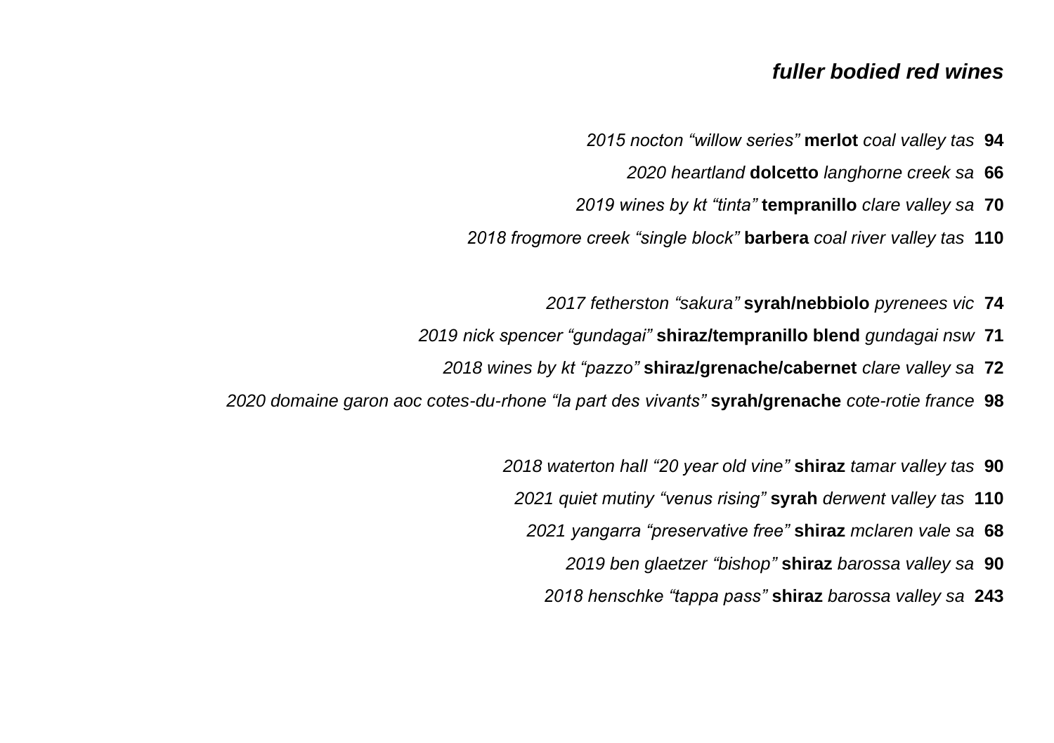### *fuller bodied red wines*

*2015 nocton "willow series"* **merlot** *coal valley tas* **94**

*2020 heartland* **dolcetto** *langhorne creek sa* **66**

*2019 wines by kt "tinta"* **tempranillo** *clare valley sa* **70**

*2018 frogmore creek "single block"* **barbera** *coal river valley tas* **110**

*2017 fetherston "sakura"* **syrah/nebbiolo** *pyrenees vic* **74**

*2019 nick spencer "gundagai"* **shiraz/tempranillo blend** *gundagai nsw* **71**

*2018 wines by kt "pazzo"* **shiraz/grenache/cabernet** *clare valley sa* **72**

*2020 domaine garon aoc cotes-du-rhone "la part des vivants"* **syrah/grenache** *cote-rotie france* **98**

*2018 waterton hall "20 year old vine"* **shiraz** *tamar valley tas* **90**

*2021 quiet mutiny "venus rising"* **syrah** *derwent valley tas* **110**

*2021 yangarra "preservative free"* **shiraz** *mclaren vale sa* **68**

*2019 ben glaetzer "bishop"* **shiraz** *barossa valley sa* **90**

*2018 henschke "tappa pass"* **shiraz** *barossa valley sa* **243**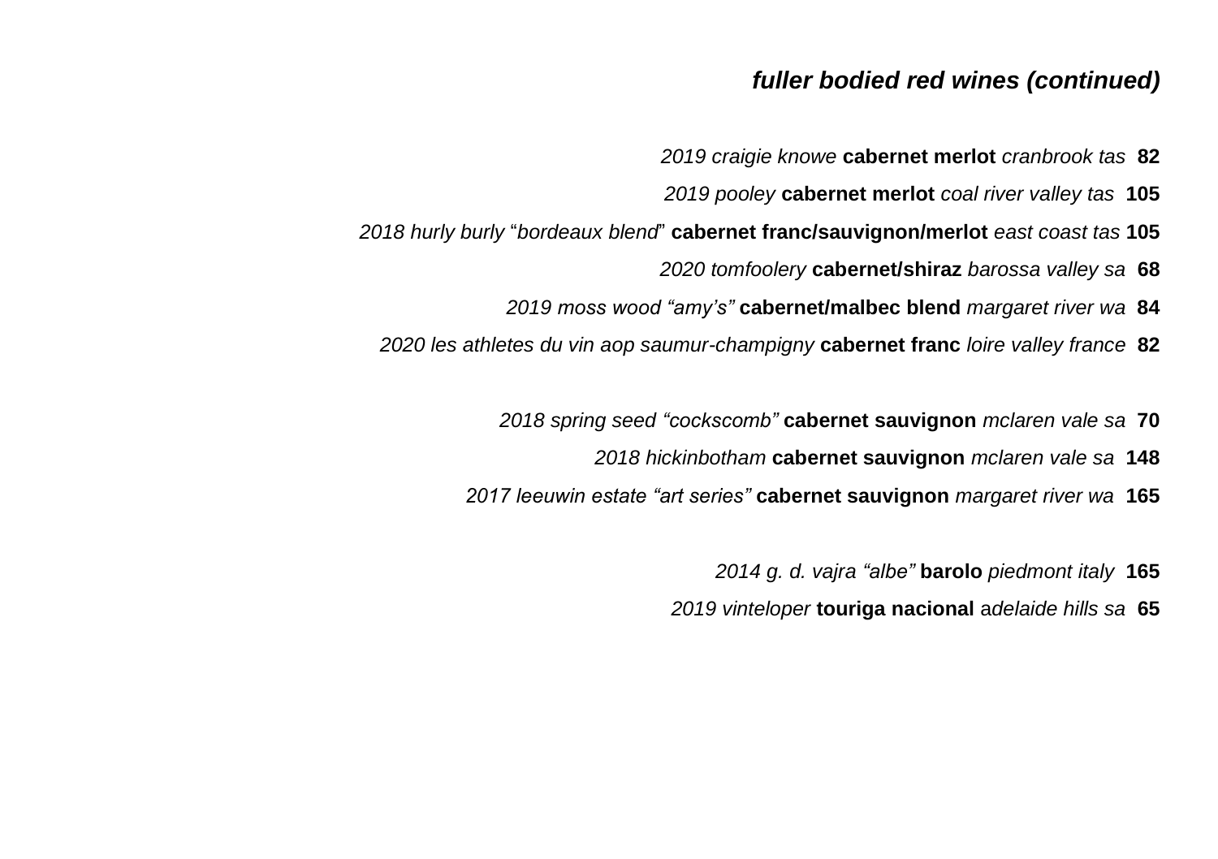## *fuller bodied red wines (continued)*

*2019 craigie knowe* **cabernet merlot** *cranbrook tas* **82**

*2019 pooley* **cabernet merlot** *coal river valley tas* **105**

*2018 hurly burly "bordeaux blend"* **cabernet franc/sauvignon/merlot** *east coast tas* **105**

*2020 tomfoolery* **cabernet/shiraz** *barossa valley sa* **68**

*2019 moss wood "amy's"* **cabernet/malbec blend** *margaret river wa* **84**

*2020 les athletes du vin aop saumur-champigny* **cabernet franc** *loire valley france* **82**

*2018 spring seed "cockscomb"* **cabernet sauvignon** *mclaren vale sa* **70**

*2018 hickinbotham* **cabernet sauvignon** *mclaren vale sa* **148**

*2017 leeuwin estate "art series"* **cabernet sauvignon** *margaret river wa* **165**

*2014 g. d. vajra "albe"* **barolo** *piedmont italy* **165**

*2019 vinteloper* **touriga nacional** *adelaide hills sa* **65**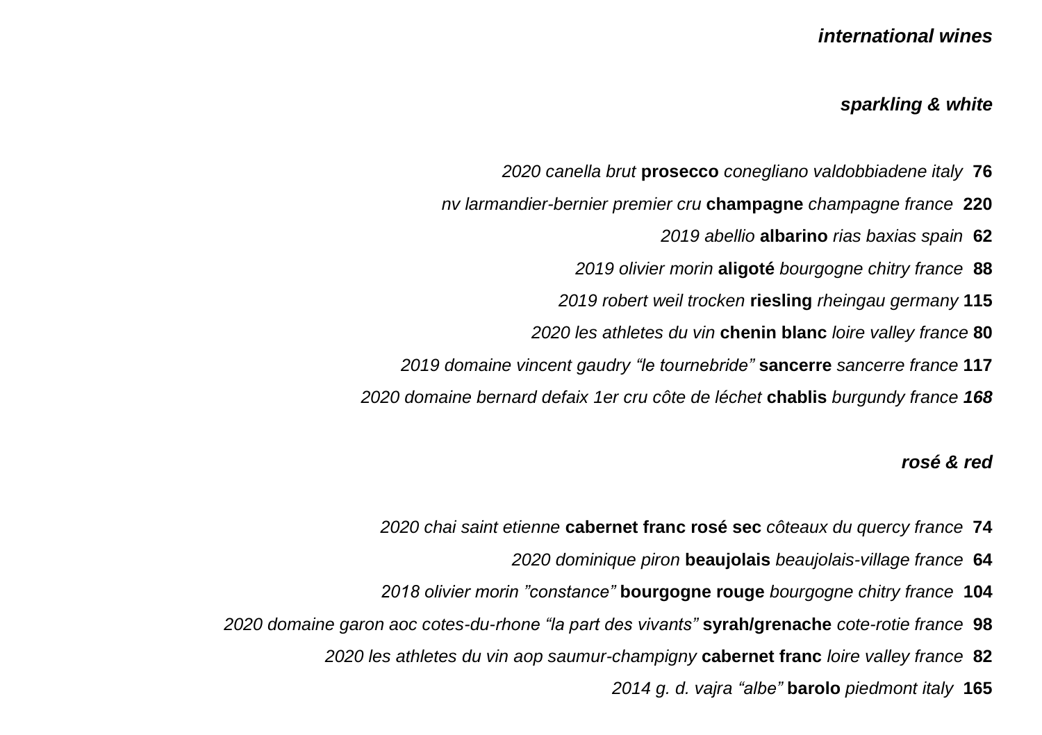## *international wines*

### *sparkling & white*

*2020 canella brut* **prosecco** *conegliano valdobbiadene italy* **76**

*nv larmandier-bernier premier cru* **champagne** *champagne france* **220**

*2019 abellio* **albarino** *rias baxias spain* **62**

*2019 olivier morin* **aligoté** *bourgogne chitry france* **88**

*2019 robert weil trocken* **riesling** *rheingau germany* **115**

*2020 les athletes du vin* **chenin blanc** *loire valley france* **80**

*2019 domaine vincent gaudry "le tournebride"* **sancerre** *sancerre france* **117**

*2020 domaine bernard defaix 1er cru côte de léchet* **chablis** *burgundy france* ***168***

### *rosé & red*

*2020 chai saint etienne* **cabernet franc rosé sec** *côteaux du quercy france* **74**

*2020 dominique piron* **beaujolais** *beaujolais-village france* **64**

*2018 olivier morin "constance"* **bourgogne rouge** *bourgogne chitry france* **104**

*2020 domaine garon aoc cotes-du-rhone "la part des vivants"* **syrah/grenache** *cote-rotie france* **98**

*2020 les athletes du vin aop saumur-champigny* **cabernet franc** *loire valley france* **82**

*2014 g. d. vajra "albe"* **barolo** *piedmont italy* **165**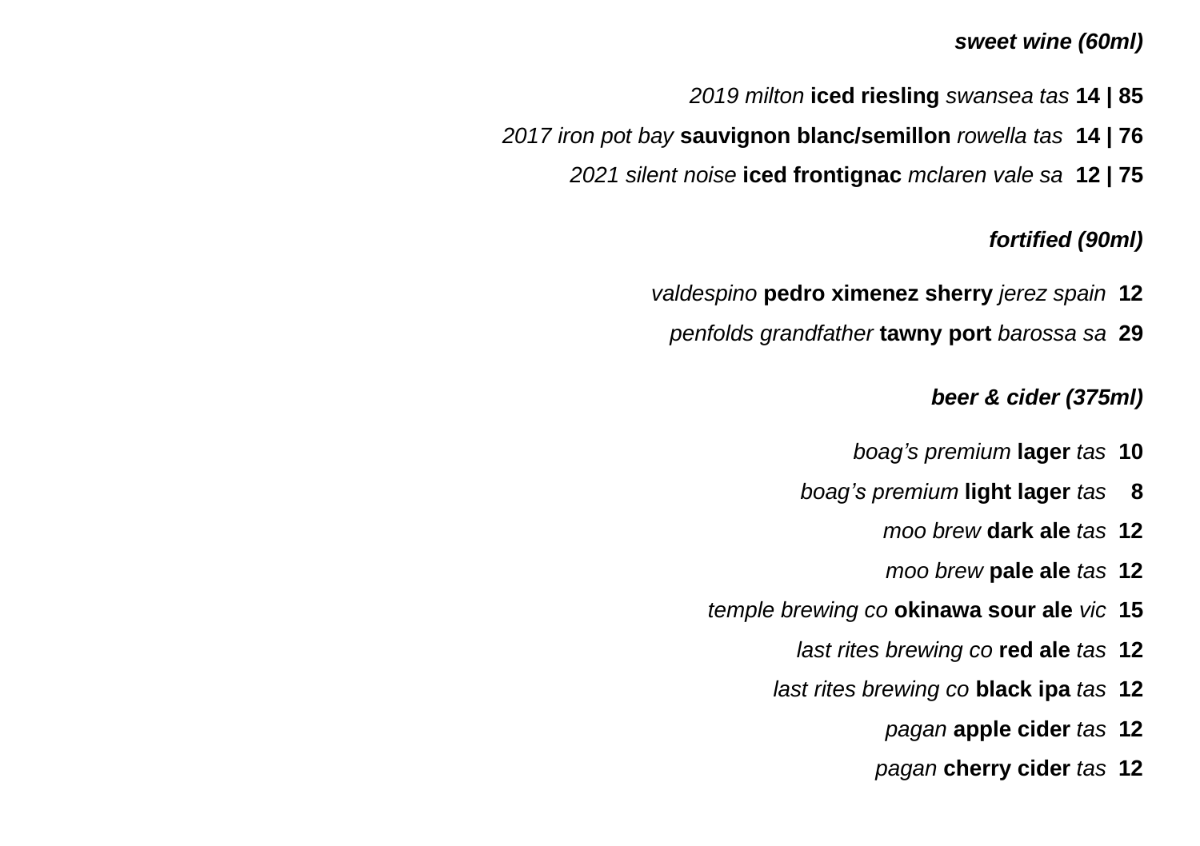### *sweet wine (60ml)*

*2019 milton* **iced riesling** *swansea tas* **14 | 85**

*2017 iron pot bay* **sauvignon blanc/semillon** *rowella tas* **14 | 76**

*2021 silent noise* **iced frontignac** *mclaren vale sa* **12 | 75**

### *fortified (90ml)*

*valdespino* **pedro ximenez sherry** *jerez spain* **12**

*penfolds grandfather* **tawny port** *barossa sa* **29**

### *beer & cider (375ml)*

*boag's premium* **lager** *tas* **10**

*boag's premium* **light lager** *tas* **8**

*moo brew* **dark ale** *tas* **12**

*moo brew* **pale ale** *tas* **12**

*temple brewing co* **okinawa sour ale** *vic* **15**

*last rites brewing co* **red ale** *tas* **12**

*last rites brewing co* **black ipa** *tas* **12**

*pagan* **apple cider** *tas* **12**

*pagan* **cherry cider** *tas* **12**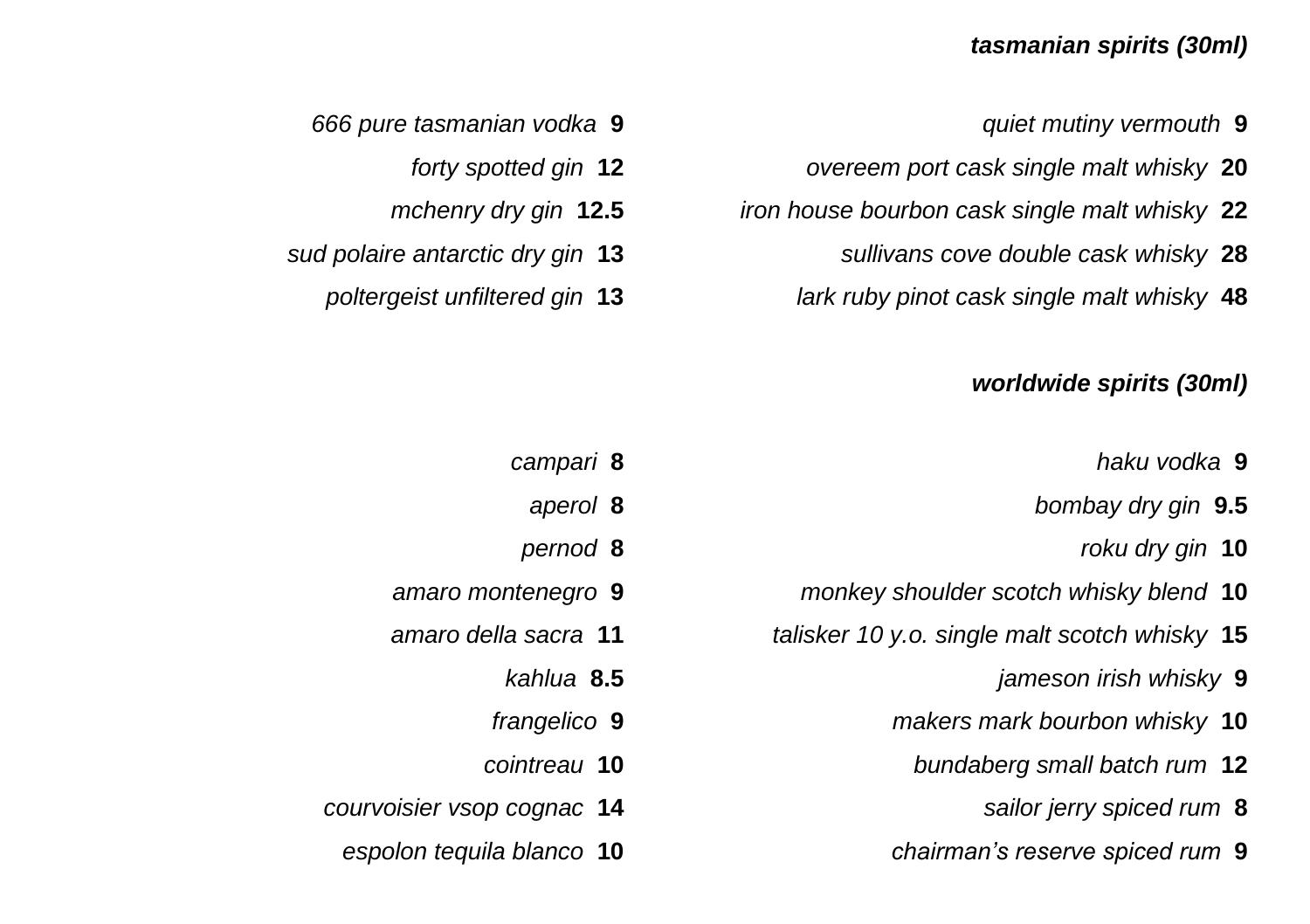### ***tasmanian spirits (30ml)***

*666 pure tasmanian vodka* **9**

*forty spotted gin* **12**

*mchenry dry gin* **12.5**

*sud polaire antarctic dry gin* **13**

*poltergeist unfiltered gin* **13**

*quiet mutiny vermouth* **9**

*overeem port cask single malt whisky* **20**

*iron house bourbon cask single malt whisky* **22**

*sullivans cove double cask whisky* **28**

*lark ruby pinot cask single malt whisky* **48**

### ***worldwide spirits (30ml)***

*campari* **8**

*aperol* **8**

*pernod* **8**

*amaro montenegro* **9**

*amaro della sacra* **11**

*kahlua* **8.5**

*frangelico* **9**

*cointreau* **10**

*courvoisier vsop cognac* **14**

*espolon tequila blanco* **10**

*haku vodka* **9**

*bombay dry gin* **9.5**

*roku dry gin* **10**

*monkey shoulder scotch whisky blend* **10**

*talisker 10 y.o. single malt scotch whisky* **15**

*jameson irish whisky* **9**

*makers mark bourbon whisky* **10**

*bundaberg small batch rum* **12**

*sailor jerry spiced rum* **8**

*chairman's reserve spiced rum* **9**